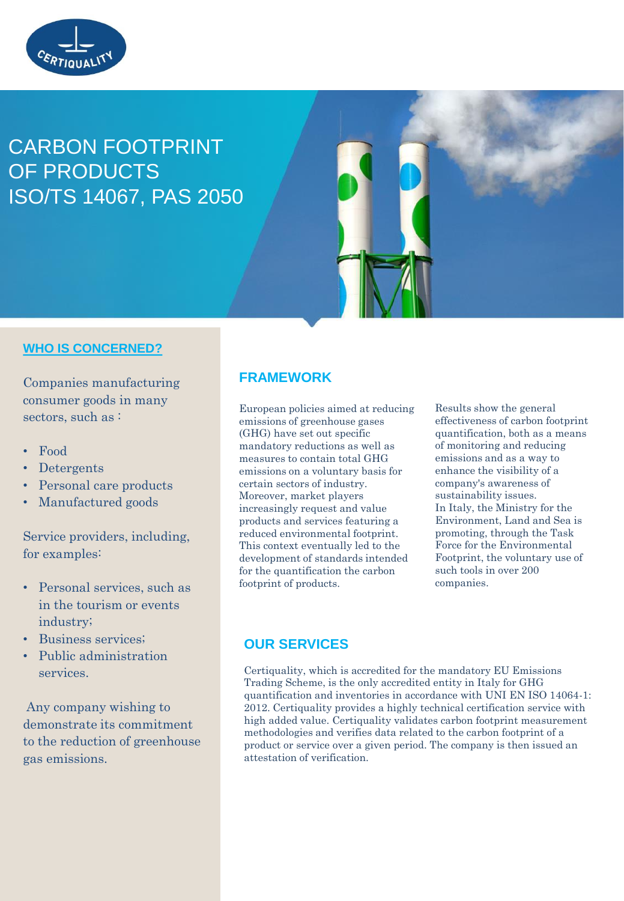# CARBON FOOTPRINT OF PRODUCTS ISO/TS 14067, PAS 2050

## WHO IS CONCERNED?

Companies manufacturing consumer goods in many sectors, such as :

- Food
- Detergents
- Personal care products
- Manufactured goods

Service providers, including, for examples:

- Personal services, such as in the tourism or events industry;
- Business services;
- Public administration services.

Any company wishing to demonstrate its commitment to the reduction of greenhouse gas emissions.

## FRAMEWORK

European policies aimed at reducing emissions of greenhouse gases (GHG) have set out specific mandatory reductions as well as measures to contain total GHG emissions on a voluntary basis for certain sectors of industry. Moreover, market players increasingly request and value products and services featuring a reduced environmental footprint. This context eventually led to the development of standards intended for the quantification the carbon footprint of products.

Results show the general effectiveness of carbon footprint quantification, both as a means of monitoring and reducing emissions and as a way to enhance the visibility of a company's awareness of sustainability issues.
In Italy, the Ministry for the Environment, Land and Sea is promoting, through the Task Force for the Environmental Footprint, the voluntary use of such tools in over 200 companies.

## OUR SERVICES

Certiquality, which is accredited for the mandatory EU Emissions Trading Scheme, is the only accredited entity in Italy for GHG quantification and inventories in accordance with UNI EN ISO 14064-1: 2012. Certiquality provides a highly technical certification service with high added value. Certiquality validates carbon footprint measurement methodologies and verifies data related to the carbon footprint of a product or service over a given period. The company is then issued an attestation of verification.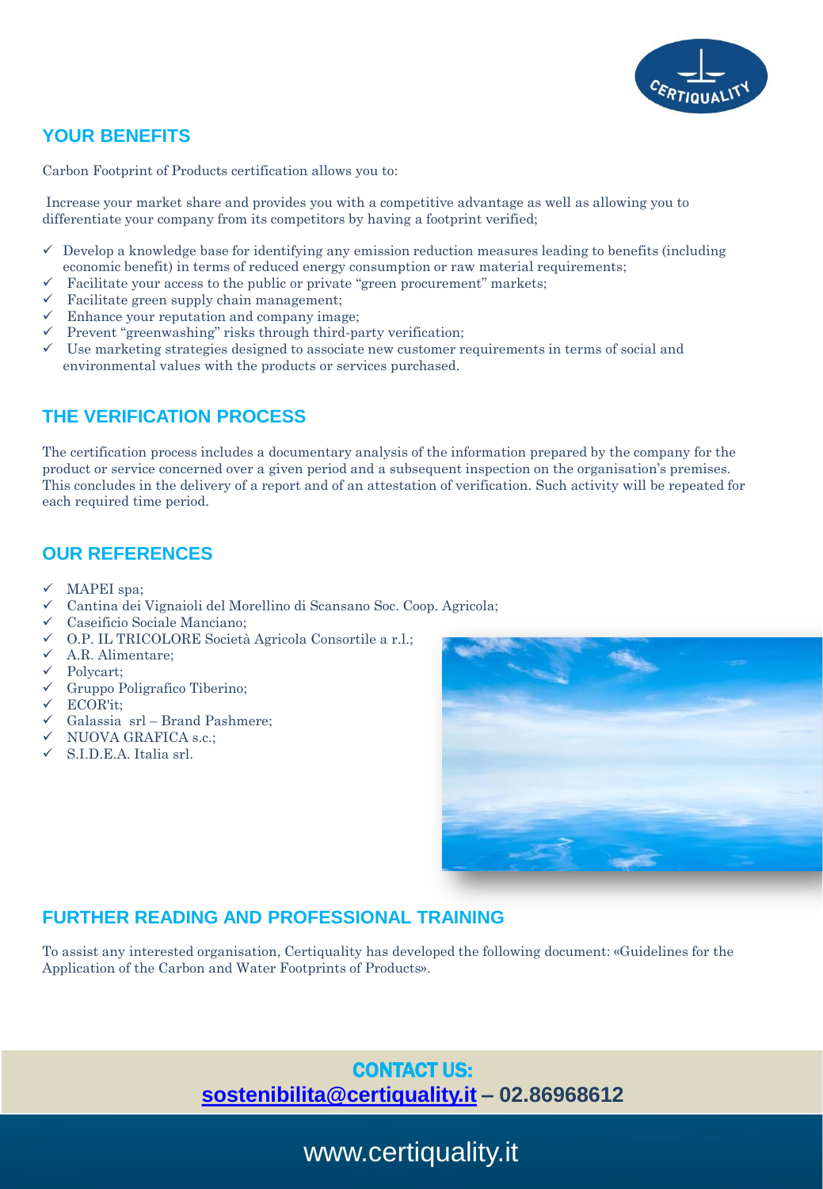## YOUR BENEFITS

Carbon Footprint of Products certification allows you to:

Increase your market share and provides you with a competitive advantage as well as allowing you to differentiate your company from its competitors by having a footprint verified;

- ✓ Develop a knowledge base for identifying any emission reduction measures leading to benefits (including economic benefit) in terms of reduced energy consumption or raw material requirements;
- ✓ Facilitate your access to the public or private "green procurement" markets;
- ✓ Facilitate green supply chain management;
- ✓ Enhance your reputation and company image;
- ✓ Prevent "greenwashing" risks through third-party verification;
- ✓ Use marketing strategies designed to associate new customer requirements in terms of social and environmental values with the products or services purchased.

## THE VERIFICATION PROCESS

The certification process includes a documentary analysis of the information prepared by the company for the product or service concerned over a given period and a subsequent inspection on the organisation's premises. This concludes in the delivery of a report and of an attestation of verification. Such activity will be repeated for each required time period.

## OUR REFERENCES

- ✓ MAPEI spa;
- ✓ Cantina dei Vignaioli del Morellino di Scansano Soc. Coop. Agricola;
- ✓ Caseificio Sociale Manciano;
- ✓ O.P. IL TRICOLORE Società Agricola Consortile a r.l.;
- ✓ A.R. Alimentare;
- ✓ Polycart;
- ✓ Gruppo Poligrafico Tiberino;
- ✓ ECOR'it;
- ✓ Galassia srl – Brand Pashmere;
- ✓ NUOVA GRAFICA s.c.;
- ✓ S.I.D.E.A. Italia srl.

## FURTHER READING AND PROFESSIONAL TRAINING

To assist any interested organisation, Certiquality has developed the following document: «Guidelines for the Application of the Carbon and Water Footprints of Products».

**CONTACT US:**
**sostenibilita@certiquality.it – 02.86968612**

www.certiquality.it